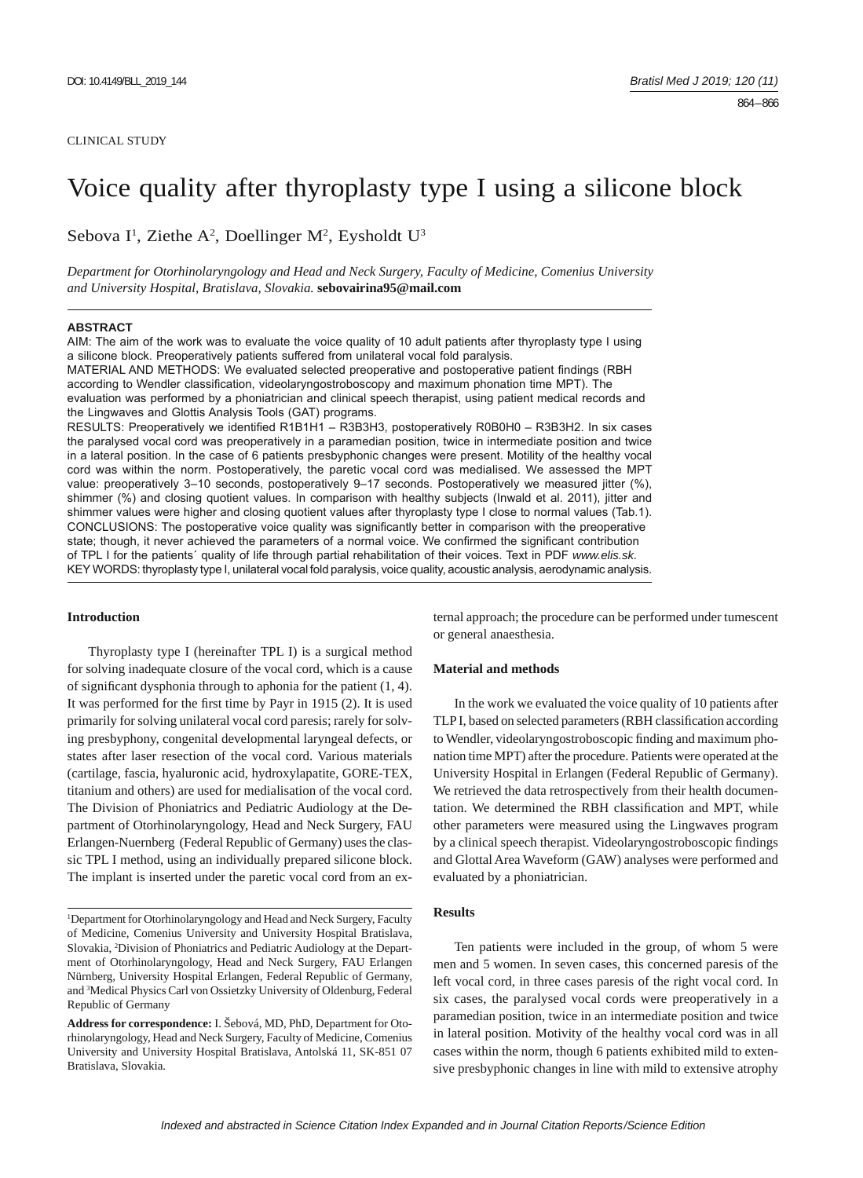CLINICAL STUDY

# Voice quality after thyroplasty type I using a silicone block

Sebova I[1], Ziethe A[2], Doellinger M[2], Eysholdt U[3]

*Department for Otorhinolaryngology and Head and Neck Surgery, Faculty of Medicine, Comenius University and University Hospital, Bratislava, Slovakia.* **sebovairina95@mail.com**

**ABSTRACT**

AIM: The aim of the work was to evaluate the voice quality of 10 adult patients after thyroplasty type I using a silicone block. Preoperatively patients suffered from unilateral vocal fold paralysis.

MATERIAL AND METHODS: We evaluated selected preoperative and postoperative patient findings (RBH according to Wendler classification, videolaryngostroboscopy and maximum phonation time MPT). The evaluation was performed by a phoniatrician and clinical speech therapist, using patient medical records and the Lingwaves and Glottis Analysis Tools (GAT) programs.

RESULTS: Preoperatively we identified R1B1H1 – R3B3H3, postoperatively R0B0H0 – R3B3H2. In six cases the paralysed vocal cord was preoperatively in a paramedian position, twice in intermediate position and twice in a lateral position. In the case of 6 patients presbyphonic changes were present. Motility of the healthy vocal cord was within the norm. Postoperatively, the paretic vocal cord was medialised. We assessed the MPT value: preoperatively 3–10 seconds, postoperatively 9–17 seconds. Postoperatively we measured jitter (%), shimmer (%) and closing quotient values. In comparison with healthy subjects (Inwald et al. 2011), jitter and shimmer values were higher and closing quotient values after thyroplasty type I close to normal values (Tab.1).

CONCLUSIONS: The postoperative voice quality was significantly better in comparison with the preoperative state; though, it never achieved the parameters of a normal voice. We confirmed the significant contribution of TPL I for the patients´ quality of life through partial rehabilitation of their voices. Text in PDF *www.elis.sk.*

KEY WORDS: thyroplasty type I, unilateral vocal fold paralysis, voice quality, acoustic analysis, aerodynamic analysis.

## Introduction

Thyroplasty type I (hereinafter TPL I) is a surgical method for solving inadequate closure of the vocal cord, which is a cause of significant dysphonia through to aphonia for the patient (1, 4). It was performed for the first time by Payr in 1915 (2). It is used primarily for solving unilateral vocal cord paresis; rarely for solving presbyphony, congenital developmental laryngeal defects, or states after laser resection of the vocal cord. Various materials (cartilage, fascia, hyaluronic acid, hydroxylapatite, GORE-TEX, titanium and others) are used for medialisation of the vocal cord. The Division of Phoniatrics and Pediatric Audiology at the Department of Otorhinolaryngology, Head and Neck Surgery, FAU Erlangen-Nuernberg (Federal Republic of Germany) uses the classic TPL I method, using an individually prepared silicone block. The implant is inserted under the paretic vocal cord from an external approach; the procedure can be performed under tumescent or general anaesthesia.

## Material and methods

In the work we evaluated the voice quality of 10 patients after TLP I, based on selected parameters (RBH classification according to Wendler, videolaryngostroboscopic finding and maximum phonation time MPT) after the procedure. Patients were operated at the University Hospital in Erlangen (Federal Republic of Germany). We retrieved the data retrospectively from their health documentation. We determined the RBH classification and MPT, while other parameters were measured using the Lingwaves program by a clinical speech therapist. Videolaryngostroboscopic findings and Glottal Area Waveform (GAW) analyses were performed and evaluated by a phoniatrician.

## Results

Ten patients were included in the group, of whom 5 were men and 5 women. In seven cases, this concerned paresis of the left vocal cord, in three cases paresis of the right vocal cord. In six cases, the paralysed vocal cords were preoperatively in a paramedian position, twice in an intermediate position and twice in lateral position. Motivity of the healthy vocal cord was in all cases within the norm, though 6 patients exhibited mild to extensive presbyphonic changes in line with mild to extensive atrophy

---

[1]Department for Otorhinolaryngology and Head and Neck Surgery, Faculty of Medicine, Comenius University and University Hospital Bratislava, Slovakia, [2]Division of Phoniatrics and Pediatric Audiology at the Department of Otorhinolaryngology, Head and Neck Surgery, FAU Erlangen Nürnberg, University Hospital Erlangen, Federal Republic of Germany, and [3]Medical Physics Carl von Ossietzky University of Oldenburg, Federal Republic of Germany

**Address for correspondence:** I. Šebová, MD, PhD, Department for Otorhinolaryngology, Head and Neck Surgery, Faculty of Medicine, Comenius University and University Hospital Bratislava, Antolská 11, SK-851 07 Bratislava, Slovakia.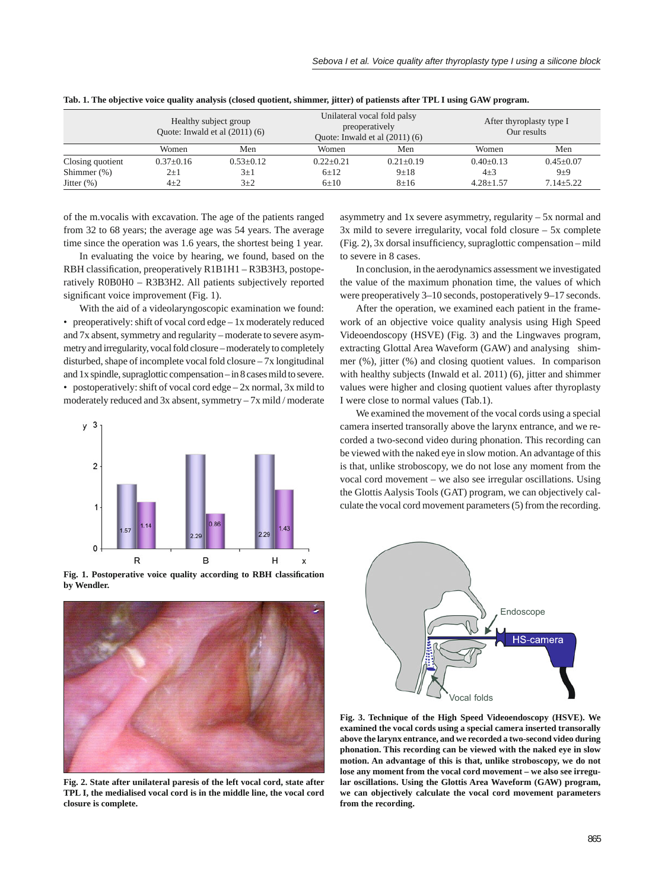**Tab. 1. The objective voice quality analysis (closed quotient, shimmer, jitter) of patiensts after TPL I using GAW program.**

| | Healthy subject group Quote: Inwald et al (2011) (6) | | Unilateral vocal fold palsy preoperatively Quote: Inwald et al (2011) (6) | | After thyroplasty type I Our results | |
|---|---|---|---|---|---|---|
| | Women | Men | Women | Men | Women | Men |
| Closing quotient | 0.37±0.16 | 0.53±0.12 | 0.22±0.21 | 0.21±0.19 | 0.40±0.13 | 0.45±0.07 |
| Shimmer (%) | 2±1 | 3±1 | 6±12 | 9±18 | 4±3 | 9±9 |
| Jitter (%) | 4±2 | 3±2 | 6±10 | 8±16 | 4.28±1.57 | 7.14±5.22 |

of the m.vocalis with excavation. The age of the patients ranged from 32 to 68 years; the average age was 54 years. The average time since the operation was 1.6 years, the shortest being 1 year.

In evaluating the voice by hearing, we found, based on the RBH classification, preoperatively R1B1H1 – R3B3H3, postoperatively R0B0H0 – R3B3H2. All patients subjectively reported significant voice improvement (Fig. 1).

With the aid of a videolaryngoscopic examination we found:

- preoperatively: shift of vocal cord edge – 1x moderately reduced and 7x absent, symmetry and regularity – moderate to severe asymmetry and irregularity, vocal fold closure – moderately to completely disturbed, shape of incomplete vocal fold closure – 7x longitudinal and 1x spindle, supraglottic compensation – in 8 cases mild to severe.
- postoperatively: shift of vocal cord edge – 2x normal, 3x mild to moderately reduced and 3x absent, symmetry – 7x mild / moderate asymmetry and 1x severe asymmetry, regularity – 5x normal and 3x mild to severe irregularity, vocal fold closure – 5x complete (Fig. 2), 3x dorsal insufficiency, supraglottic compensation – mild to severe in 8 cases.

In conclusion, in the aerodynamics assessment we investigated the value of the maximum phonation time, the values of which were preoperatively 3–10 seconds, postoperatively 9–17 seconds.

After the operation, we examined each patient in the framework of an objective voice quality analysis using High Speed Videoendoscopy (HSVE) (Fig. 3) and the Lingwaves program, extracting Glottal Area Waveform (GAW) and analysing shimmer (%), jitter (%) and closing quotient values. In comparison with healthy subjects (Inwald et al. 2011) (6), jitter and shimmer values were higher and closing quotient values after thyroplasty I were close to normal values (Tab.1).

We examined the movement of the vocal cords using a special camera inserted transorally above the larynx entrance, and we recorded a two-second video during phonation. This recording can be viewed with the naked eye in slow motion. An advantage of this is that, unlike stroboscopy, we do not lose any moment from the vocal cord movement – we also see irregular oscillations. Using the Glottis Aalysis Tools (GAT) program, we can objectively calculate the vocal cord movement parameters (5) from the recording.

**Fig. 1. Postoperative voice quality according to RBH classification by Wendler.**

**Fig. 2. State after unilateral paresis of the left vocal cord, state after TPL I, the medialised vocal cord is in the middle line, the vocal cord closure is complete.**

**Fig. 3. Technique of the High Speed Videoendoscopy (HSVE). We examined the vocal cords using a special camera inserted transorally above the larynx entrance, and we recorded a two-second video during phonation. This recording can be viewed with the naked eye in slow motion. An advantage of this is that, unlike stroboscopy, we do not lose any moment from the vocal cord movement – we also see irregular oscillations. Using the Glottis Area Waveform (GAW) program, we can objectively calculate the vocal cord movement parameters from the recording.**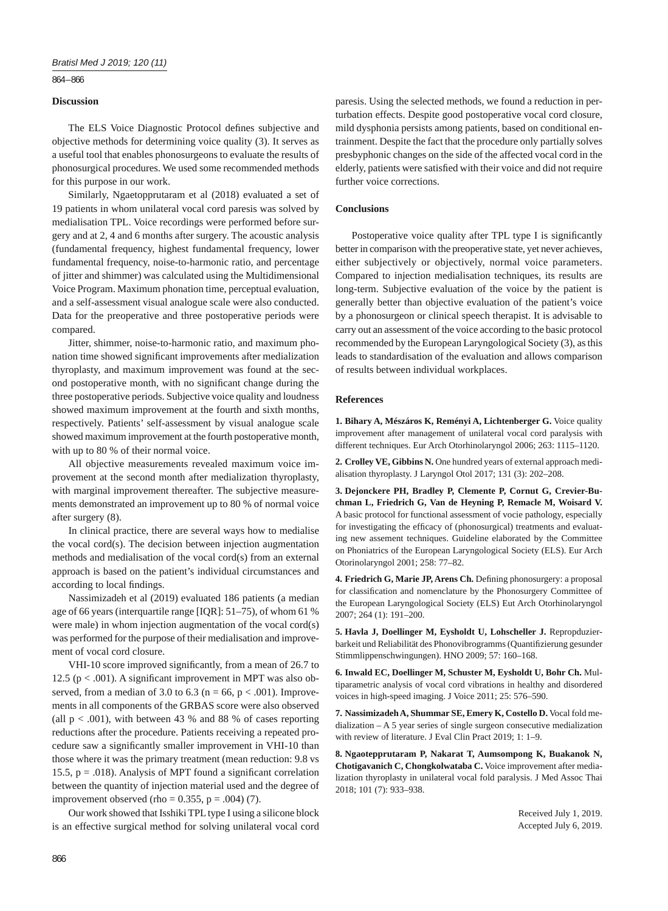## Discussion

The ELS Voice Diagnostic Protocol defines subjective and objective methods for determining voice quality (3). It serves as a useful tool that enables phonosurgeons to evaluate the results of phonosurgical procedures. We used some recommended methods for this purpose in our work.

Similarly, Ngaetopprutaram et al (2018) evaluated a set of 19 patients in whom unilateral vocal cord paresis was solved by medialisation TPL. Voice recordings were performed before surgery and at 2, 4 and 6 months after surgery. The acoustic analysis (fundamental frequency, highest fundamental frequency, lower fundamental frequency, noise-to-harmonic ratio, and percentage of jitter and shimmer) was calculated using the Multidimensional Voice Program. Maximum phonation time, perceptual evaluation, and a self-assessment visual analogue scale were also conducted. Data for the preoperative and three postoperative periods were compared.

Jitter, shimmer, noise-to-harmonic ratio, and maximum phonation time showed significant improvements after medialization thyroplasty, and maximum improvement was found at the second postoperative month, with no significant change during the three postoperative periods. Subjective voice quality and loudness showed maximum improvement at the fourth and sixth months, respectively. Patients' self-assessment by visual analogue scale showed maximum improvement at the fourth postoperative month, with up to 80 % of their normal voice.

All objective measurements revealed maximum voice improvement at the second month after medialization thyroplasty, with marginal improvement thereafter. The subjective measurements demonstrated an improvement up to 80 % of normal voice after surgery (8).

In clinical practice, there are several ways how to medialise the vocal cord(s). The decision between injection augmentation methods and medialisation of the vocal cord(s) from an external approach is based on the patient's individual circumstances and according to local findings.

Nassimizadeh et al (2019) evaluated 186 patients (a median age of 66 years (interquartile range [IQR]: 51–75), of whom 61 % were male) in whom injection augmentation of the vocal cord(s) was performed for the purpose of their medialisation and improvement of vocal cord closure.

VHI-10 score improved significantly, from a mean of 26.7 to 12.5 ($p < .001$). A significant improvement in MPT was also observed, from a median of 3.0 to 6.3 ($n = 66$, $p < .001$). Improvements in all components of the GRBAS score were also observed (all $p < .001$), with between 43 % and 88 % of cases reporting reductions after the procedure. Patients receiving a repeated procedure saw a significantly smaller improvement in VHI-10 than those where it was the primary treatment (mean reduction: 9.8 vs 15.5, $p = .018$). Analysis of MPT found a significant correlation between the quantity of injection material used and the degree of improvement observed ($rho = 0.355$, $p = .004$) (7).

Our work showed that Isshiki TPL type I using a silicone block is an effective surgical method for solving unilateral vocal cord paresis. Using the selected methods, we found a reduction in perturbation effects. Despite good postoperative vocal cord closure, mild dysphonia persists among patients, based on conditional entrainment. Despite the fact that the procedure only partially solves presbyphonic changes on the side of the affected vocal cord in the elderly, patients were satisfied with their voice and did not require further voice corrections.

## Conclusions

Postoperative voice quality after TPL type I is significantly better in comparison with the preoperative state, yet never achieves, either subjectively or objectively, normal voice parameters. Compared to injection medialisation techniques, its results are long-term. Subjective evaluation of the voice by the patient is generally better than objective evaluation of the patient's voice by a phonosurgeon or clinical speech therapist. It is advisable to carry out an assessment of the voice according to the basic protocol recommended by the European Laryngological Society (3), as this leads to standardisation of the evaluation and allows comparison of results between individual workplaces.

## References

**1. Bihary A, Mészáros K, Reményi A, Lichtenberger G.** Voice quality improvement after management of unilateral vocal cord paralysis with different techniques. Eur Arch Otorhinolaryngol 2006; 263: 1115–1120.

**2. Crolley VE, Gibbins N.** One hundred years of external approach medialisation thyroplasty. J Laryngol Otol 2017; 131 (3): 202–208.

**3. Dejonckere PH, Bradley P, Clemente P, Cornut G, Crevier-Buchman L, Friedrich G, Van de Heyning P, Remacle M, Woisard V.** A basic protocol for functional assessment of vocie pathology, especially for investigating the efficacy of (phonosurgical) treatments and evaluating new assement techniques. Guideline elaborated by the Committee on Phoniatrics of the European Laryngological Society (ELS). Eur Arch Otorinolaryngol 2001; 258: 77–82.

**4. Friedrich G, Marie JP, Arens Ch.** Defining phonosurgery: a proposal for classification and nomenclature by the Phonosurgery Committee of the European Laryngological Society (ELS) Eut Arch Otorhinolaryngol 2007; 264 (1): 191–200.

**5. Havla J, Doellinger M, Eysholdt U, Lohscheller J.** Repropduzierbarkeit und Reliabilität des Phonovibrogramms (Quantifizierung gesunder Stimmlippenschwingungen). HNO 2009; 57: 160–168.

**6. Inwald EC, Doellinger M, Schuster M, Eysholdt U, Bohr Ch.** Multiparametric analysis of vocal cord vibrations in healthy and disordered voices in high-speed imaging. J Voice 2011; 25: 576–590.

**7. Nassimizadeh A, Shummar SE, Emery K, Costello D.** Vocal fold medialization – A 5 year series of single surgeon consecutive medialization with review of literature. J Eval Clin Pract 2019; 1: 1–9.

**8. Ngaotepprutaram P, Nakarat T, Aumsompong K, Buakanok N, Chotigavanich C, Chongkolwataba C.** Voice improvement after medialization thyroplasty in unilateral vocal fold paralysis. J Med Assoc Thai 2018; 101 (7): 933–938.

Received July 1, 2019.
Accepted July 6, 2019.